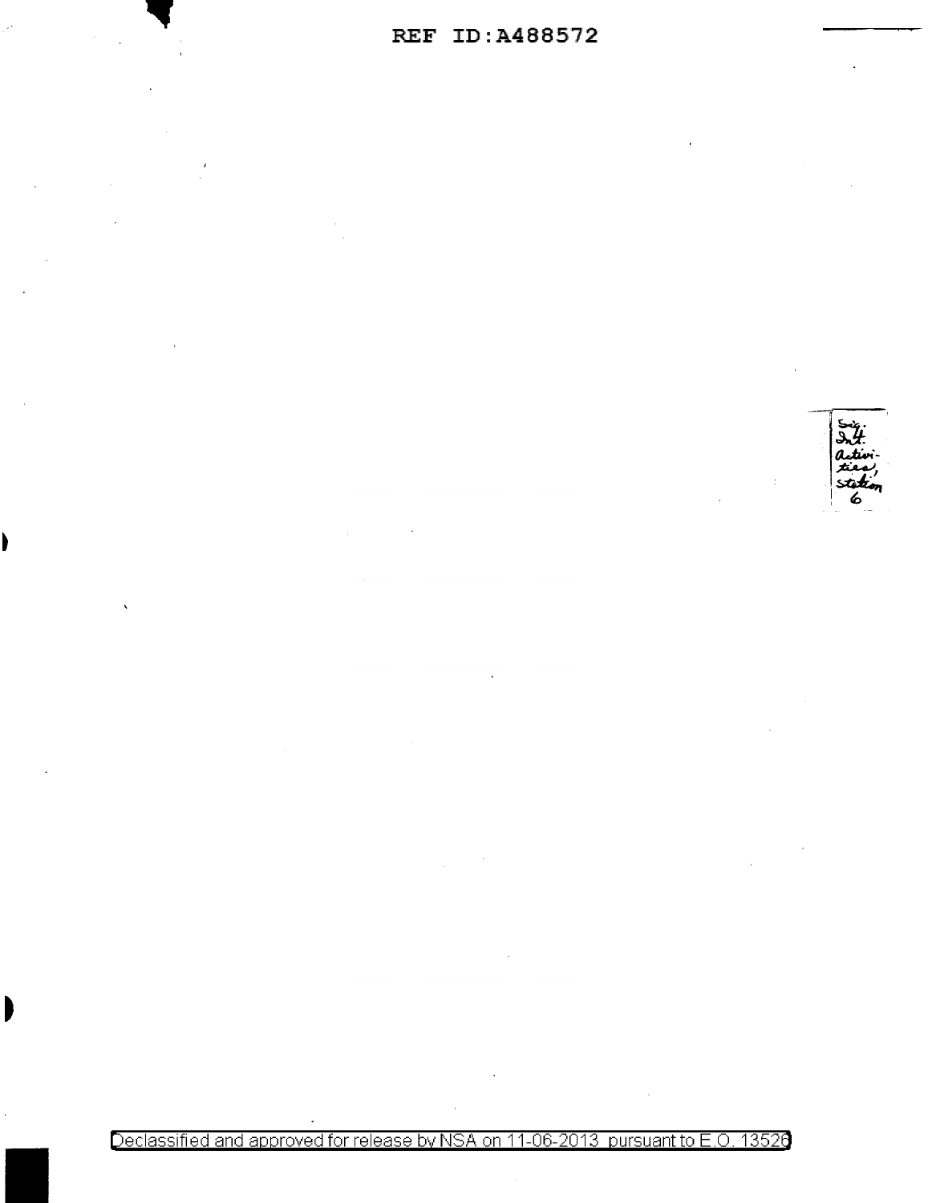Sig. Int. activities, station 6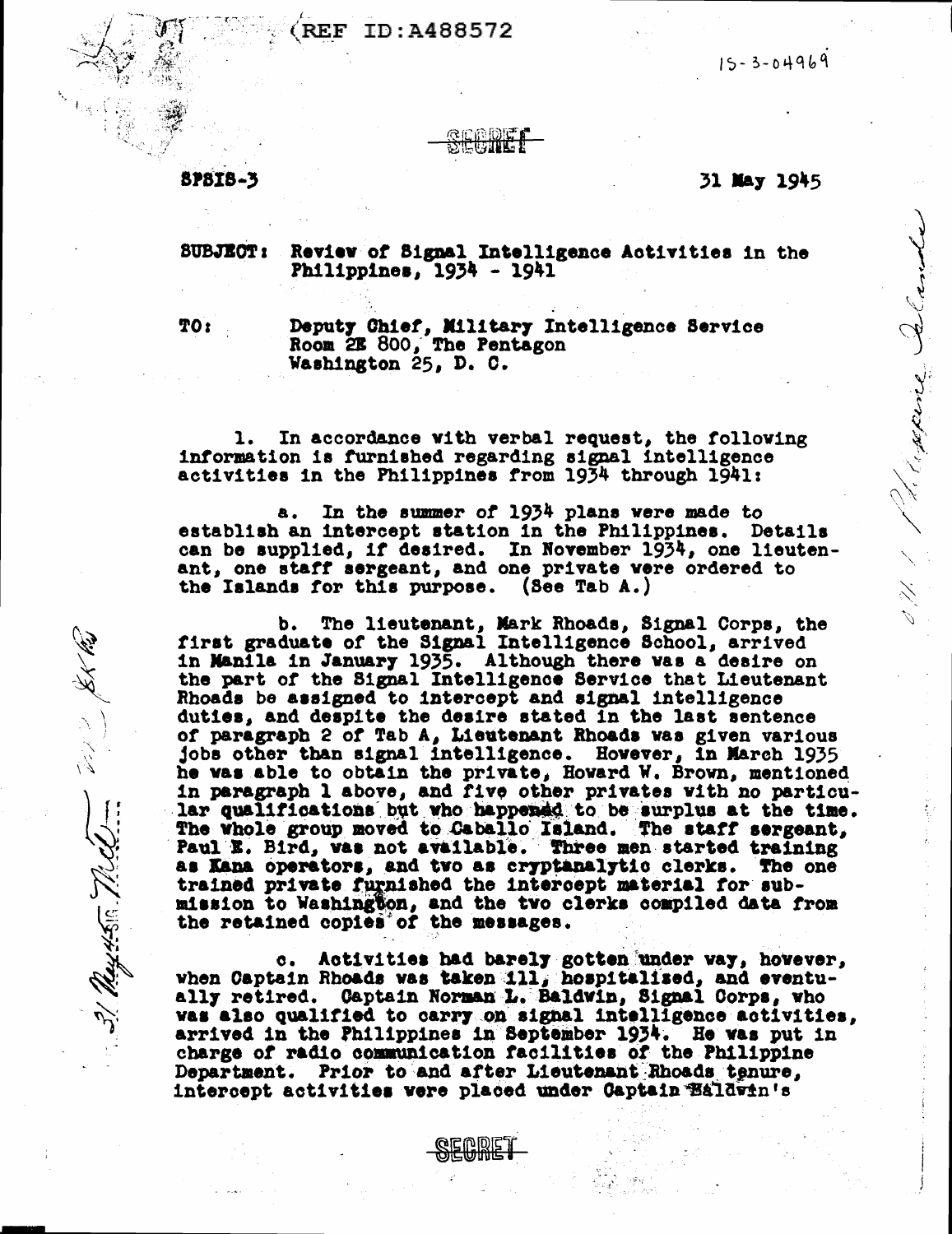REF ID:A488572

15-3-04969

SECRET

SPSIS-3

31 May 1945

SUBJECT: Review of Signal Intelligence Activities in the Philippines, 1934 - 1941

TO: Deputy Chief, Military Intelligence Service
Room 2E 800, The Pentagon
Washington 25, D. C.

1. In accordance with verbal request, the following information is furnished regarding signal intelligence activities in the Philippines from 1934 through 1941:

a. In the summer of 1934 plans were made to establish an intercept station in the Philippines. Details can be supplied, if desired. In November 1934, one lieutenant, one staff sergeant, and one private were ordered to the Islands for this purpose. (See Tab A.)

b. The lieutenant, Mark Rhoads, Signal Corps, the first graduate of the Signal Intelligence School, arrived in Manila in January 1935. Although there was a desire on the part of the Signal Intelligence Service that Lieutenant Rhoads be assigned to intercept and signal intelligence duties, and despite the desire stated in the last sentence of paragraph 2 of Tab A, Lieutenant Rhoads was given various jobs other than signal intelligence. However, in March 1935 he was able to obtain the private, Howard W. Brown, mentioned in paragraph 1 above, and five other privates with no particular qualifications but who happened to be surplus at the time. The whole group moved to Caballo Island. The staff sergeant, Paul E. Bird, was not available. Three men started training as Kana operators, and two as cryptanalytic clerks. The one trained private furnished the intercept material for submission to Washington, and the two clerks compiled data from the retained copies of the messages.

c. Activities had barely gotten under way, however, when Captain Rhoads was taken ill, hospitalized, and eventually retired. Captain Norman L. Baldwin, Signal Corps, who was also qualified to carry on signal intelligence activities, arrived in the Philippines in September 1934. He was put in charge of radio communication facilities of the Philippine Department. Prior to and after Lieutenant Rhoads tenure, intercept activities were placed under Captain Baldwin's

SECRET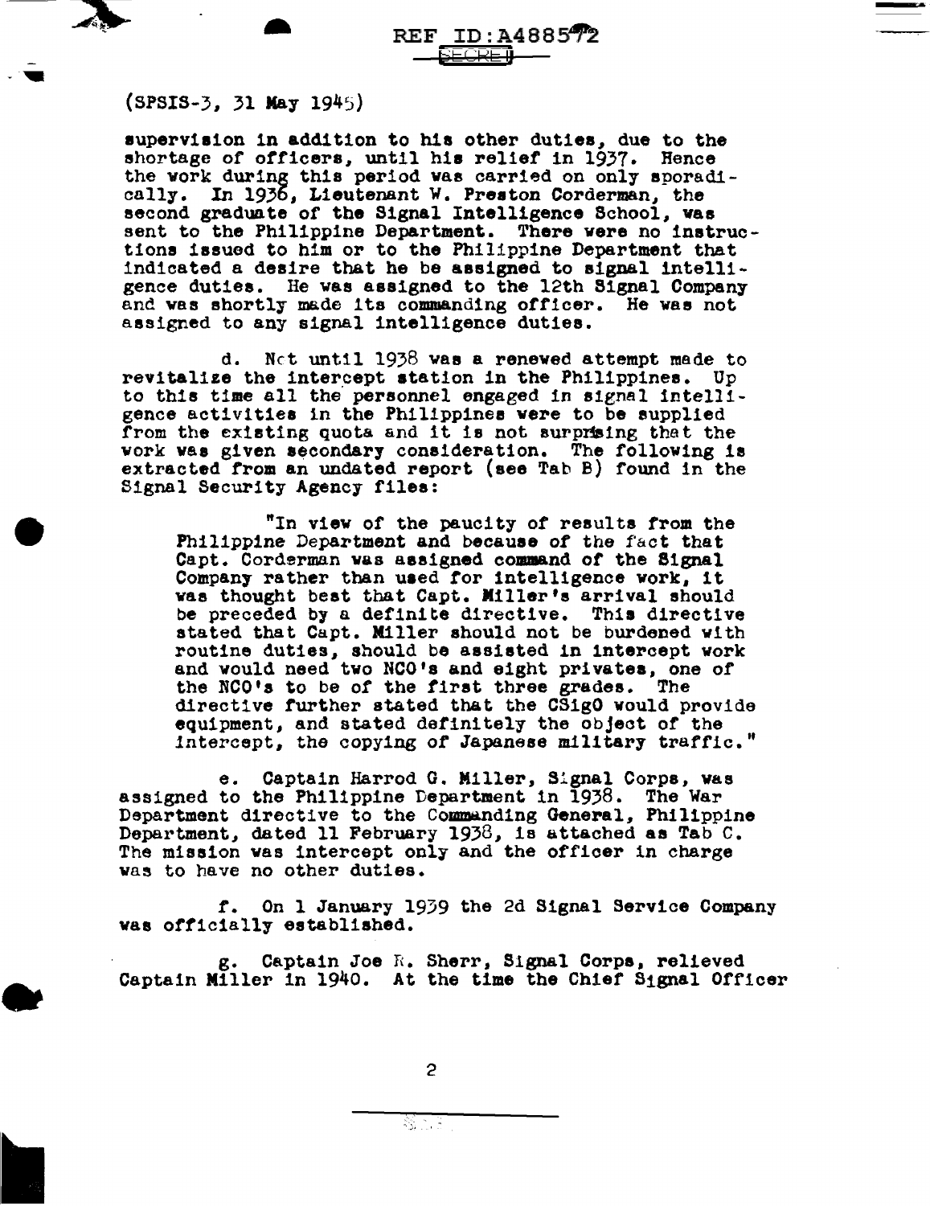(SPSIS-3, 31 May 1945)

supervision in addition to his other duties, due to the shortage of officers, until his relief in 1937. Hence the work during this period was carried on only sporadically. In 1936, Lieutenant W. Preston Corderman, the second graduate of the Signal Intelligence School, was sent to the Philippine Department. There were no instructions issued to him or to the Philippine Department that indicated a desire that he be assigned to signal intelligence duties. He was assigned to the 12th Signal Company and was shortly made its commanding officer. He was not assigned to any signal intelligence duties.

d. Not until 1938 was a renewed attempt made to revitalize the intercept station in the Philippines. Up to this time all the personnel engaged in signal intelligence activities in the Philippines were to be supplied from the existing quota and it is not surprising that the work was given secondary consideration. The following is extracted from an undated report (see Tab B) found in the Signal Security Agency files:

> "In view of the paucity of results from the Philippine Department and because of the fact that Capt. Corderman was assigned command of the Signal Company rather than used for intelligence work, it was thought best that Capt. Miller's arrival should be preceded by a definite directive. This directive stated that Capt. Miller should not be burdened with routine duties, should be assisted in intercept work and would need two NCO's and eight privates, one of the NCO's to be of the first three grades. The directive further stated that the CSigO would provide equipment, and stated definitely the object of the intercept, the copying of Japanese military traffic."

e. Captain Harrod G. Miller, Signal Corps, was assigned to the Philippine Department in 1938. The War Department directive to the Commanding General, Philippine Department, dated 11 February 1938, is attached as Tab C. The mission was intercept only and the officer in charge was to have no other duties.

f. On 1 January 1939 the 2d Signal Service Company was officially established.

g. Captain Joe R. Sherr, Signal Corps, relieved Captain Miller in 1940. At the time the Chief Signal Officer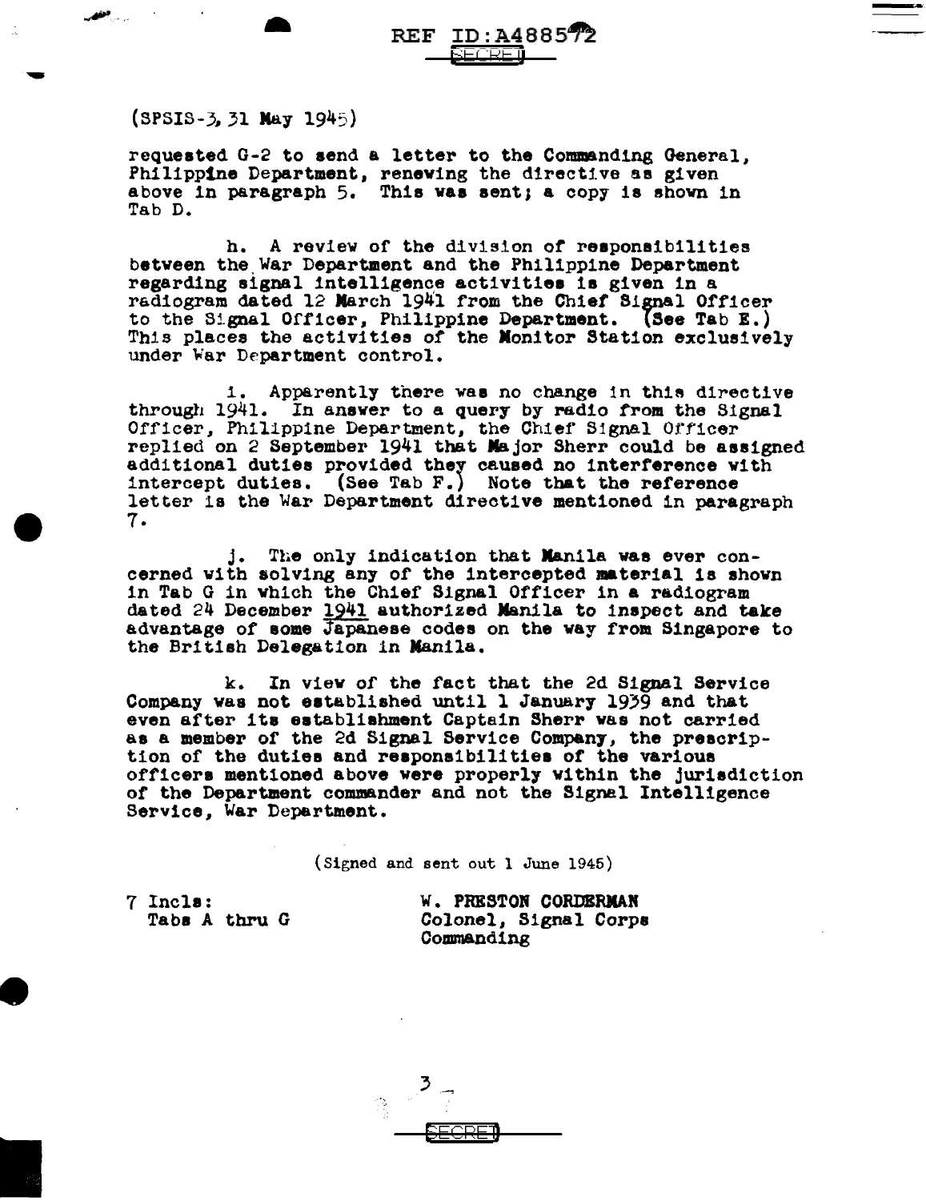(SPSIS-3, 31 May 1945)

requested G-2 to send a letter to the Commanding General, Philippine Department, renewing the directive as given above in paragraph 5. This was sent; a copy is shown in Tab D.

h. A review of the division of responsibilities between the War Department and the Philippine Department regarding signal intelligence activities is given in a radiogram dated 12 March 1941 from the Chief Signal Officer to the Signal Officer, Philippine Department. (See Tab E.) This places the activities of the Monitor Station exclusively under War Department control.

i. Apparently there was no change in this directive through 1941. In answer to a query by radio from the Signal Officer, Philippine Department, the Chief Signal Officer replied on 2 September 1941 that Major Sherr could be assigned additional duties provided they caused no interference with intercept duties. (See Tab F.) Note that the reference letter is the War Department directive mentioned in paragraph 7.

j. The only indication that Manila was ever concerned with solving any of the intercepted material is shown in Tab G in which the Chief Signal Officer in a radiogram dated 24 December 1941 authorized Manila to inspect and take advantage of some Japanese codes on the way from Singapore to the British Delegation in Manila.

k. In view of the fact that the 2d Signal Service Company was not established until 1 January 1939 and that even after its establishment Captain Sherr was not carried as a member of the 2d Signal Service Company, the prescription of the duties and responsibilities of the various officers mentioned above were properly within the jurisdiction of the Department commander and not the Signal Intelligence Service, War Department.

(Signed and sent out 1 June 1945)

7 Incls:
Tabs A thru G

W. PRESTON CORDERMAN
Colonel, Signal Corps
Commanding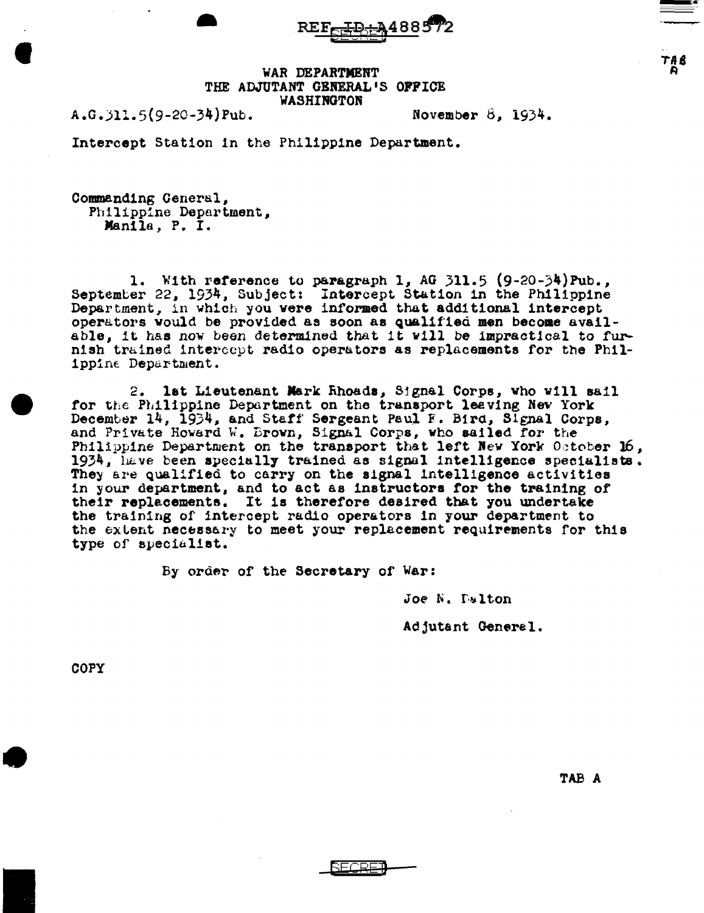REF ID:A488572

SECRET

TAB A

WAR DEPARTMENT
THE ADJUTANT GENERAL'S OFFICE
WASHINGTON

A.G.311.5(9-20-34)Pub. November 8, 1934.

Intercept Station in the Philippine Department.

Commanding General,
Philippine Department,
Manila, P. I.

1. With reference to paragraph 1, AG 311.5 (9-20-34)Pub., September 22, 1934, Subject: Intercept Station in the Philippine Department, in which you were informed that additional intercept operators would be provided as soon as qualified men become available, it has now been determined that it will be impractical to furnish trained intercept radio operators as replacements for the Philippine Department.

2. 1st Lieutenant Mark Rhoads, Signal Corps, who will sail for the Philippine Department on the transport leaving New York December 14, 1934, and Staff Sergeant Paul F. Bird, Signal Corps, and Private Howard W. Brown, Signal Corps, who sailed for the Philippine Department on the transport that left New York October 16, 1934, have been specially trained as signal intelligence specialists. They are qualified to carry on the signal intelligence activities in your department, and to act as instructors for the training of their replacements. It is therefore desired that you undertake the training of intercept radio operators in your department to the extent necessary to meet your replacement requirements for this type of specialist.

By order of the Secretary of War:

Joe N. Dalton

Adjutant General.

COPY

TAB A

SECRET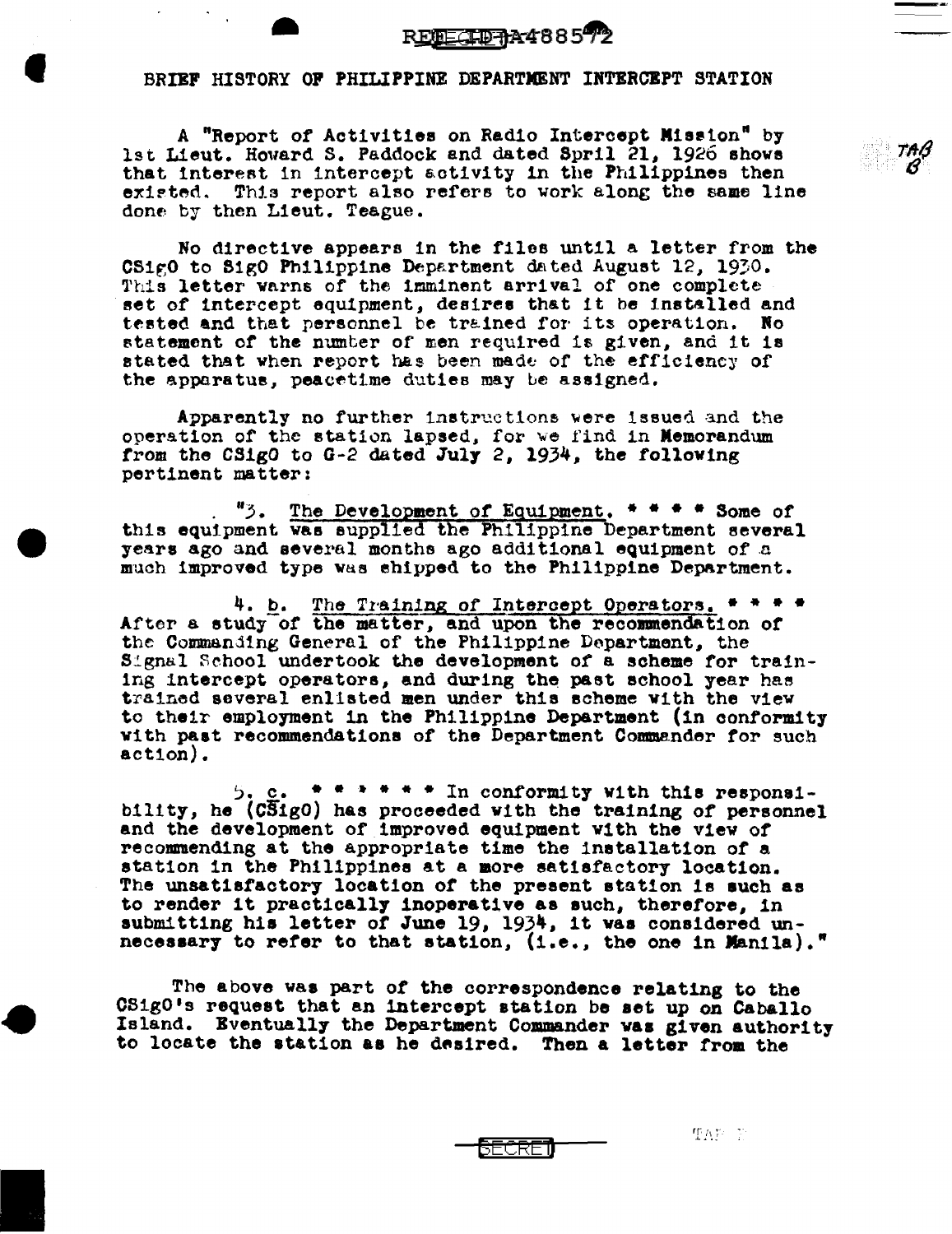# BRIEF HISTORY OF PHILIPPINE DEPARTMENT INTERCEPT STATION

A "Report of Activities on Radio Intercept Mission" by 1st Lieut. Howard S. Paddock and dated Spril 21, 1926 shows that interest in intercept activity in the Philippines then existed. This report also refers to work along the same line done by then Lieut. Teague.

No directive appears in the files until a letter from the CSigO to SigO Philippine Department dated August 12, 1930. This letter warns of the imminent arrival of one complete set of intercept equipment, desires that it be installed and tested and that personnel be trained for its operation. No statement of the number of men required is given, and it is stated that when report has been made of the efficiency of the apparatus, peacetime duties may be assigned.

Apparently no further instructions were issued and the operation of the station lapsed, for we find in Memorandum from the CSigO to G-2 dated July 2, 1934, the following pertinent matter:

> "3. The Development of Equipment. * * * * Some of this equipment was supplied the Philippine Department several years ago and several months ago additional equipment of a much improved type was shipped to the Philippine Department.
>
> 4. b. The Training of Intercept Operators. * * * * After a study of the matter, and upon the recommendation of the Commanding General of the Philippine Department, the Signal School undertook the development of a scheme for training intercept operators, and during the past school year has trained several enlisted men under this scheme with the view to their employment in the Philippine Department (in conformity with past recommendations of the Department Commander for such action).
>
> 5. c. * * * * * * In conformity with this responsibility, he (CSigO) has proceeded with the training of personnel and the development of improved equipment with the view of recommending at the appropriate time the installation of a station in the Philippines at a more satisfactory location. The unsatisfactory location of the present station is such as to render it practically inoperative as such, therefore, in submitting his letter of June 19, 1934, it was considered unnecessary to refer to that station, (i.e., the one in Manila)."

The above was part of the correspondence relating to the CSigO's request that an intercept station be set up on Caballo Island. Eventually the Department Commander was given authority to locate the station as he desired. Then a letter from the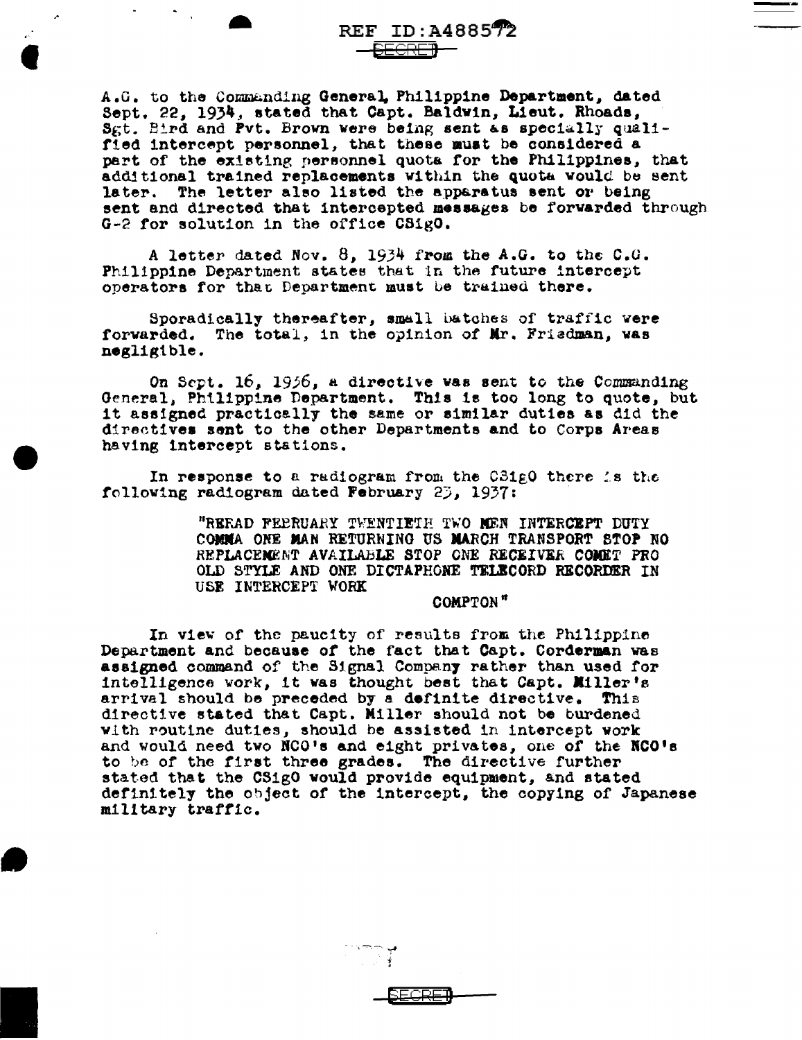A.G. to the Commanding General, Philippine Department, dated Sept. 22, 1934, stated that Capt. Baldwin, Lieut. Rhoads, Sgt. Bird and Pvt. Brown were being sent as specially qualified intercept personnel, that these must be considered a part of the existing personnel quota for the Philippines, that additional trained replacements within the quota would be sent later. The letter also listed the apparatus sent or being sent and directed that intercepted messages be forwarded through G-2 for solution in the office CSigO.

A letter dated Nov. 8, 1934 from the A.G. to the C.G. Philippine Department states that in the future intercept operators for that Department must be trained there.

Sporadically thereafter, small batches of traffic were forwarded. The total, in the opinion of Mr. Friedman, was negligible.

On Sept. 16, 1936, a directive was sent to the Commanding General, Philippine Department. This is too long to quote, but it assigned practically the same or similar duties as did the directives sent to the other Departments and to Corps Areas having intercept stations.

In response to a radiogram from the CSigO there is the following radiogram dated February 23, 1937:

> "RERAD FEBRUARY TWENTIETH TWO MEN INTERCEPT DUTY COMMA ONE MAN RETURNING US MARCH TRANSPORT STOP NO REPLACEMENT AVAILABLE STOP ONE RECEIVER COMET PRO OLD STYLE AND ONE DICTAPHONE TELECORD RECORDER IN USE INTERCEPT WORK
>
> COMPTON"

In view of the paucity of results from the Philippine Department and because of the fact that Capt. Corderman was assigned command of the Signal Company rather than used for intelligence work, it was thought best that Capt. Miller's arrival should be preceded by a definite directive. This directive stated that Capt. Miller should not be burdened with routine duties, should be assisted in intercept work and would need two NCO's and eight privates, one of the NCO's to be of the first three grades. The directive further stated that the CSigO would provide equipment, and stated definitely the object of the intercept, the copying of Japanese military traffic.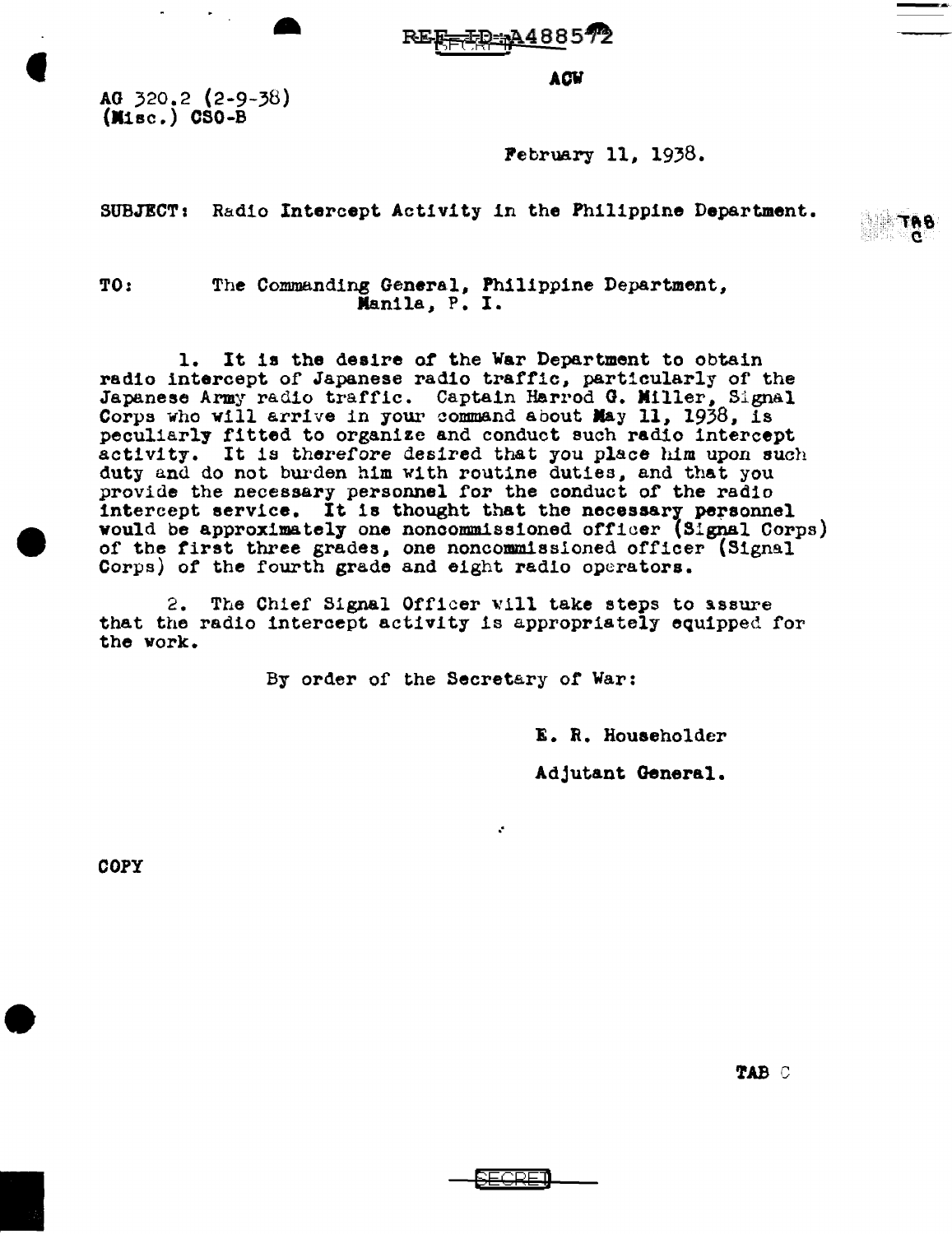REF ID:A488572

ACW

AG 320.2 (2-9-38)
(Misc.) CSO-B

February 11, 1938.

SUBJECT: Radio Intercept Activity in the Philippine Department.

TO: The Commanding General, Philippine Department, Manila, P. I.

1. It is the desire of the War Department to obtain radio intercept of Japanese radio traffic, particularly of the Japanese Army radio traffic. Captain Harrod G. Miller, Signal Corps who will arrive in your command about May 11, 1938, is peculiarly fitted to organize and conduct such radio intercept activity. It is therefore desired that you place him upon such duty and do not burden him with routine duties, and that you provide the necessary personnel for the conduct of the radio intercept service. It is thought that the necessary personnel would be approximately one noncommissioned officer (Signal Corps) of the first three grades, one noncommissioned officer (Signal Corps) of the fourth grade and eight radio operators.

2. The Chief Signal Officer will take steps to assure that the radio intercept activity is appropriately equipped for the work.

By order of the Secretary of War:

E. R. Householder

Adjutant General.

COPY

TAB C

SECRET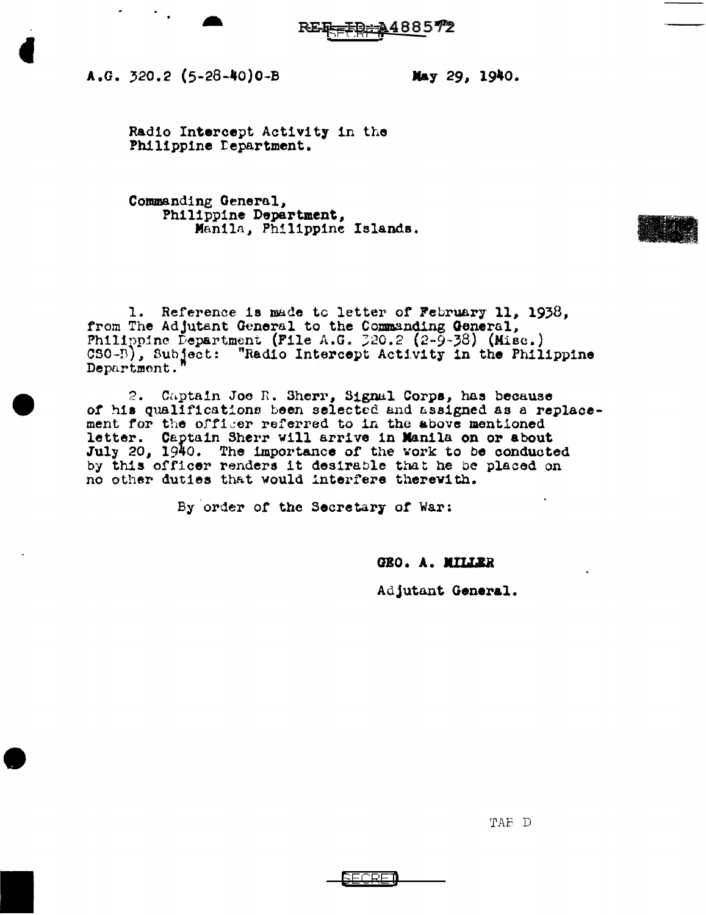A.G. 320.2 (5-28-40)O-B

May 29, 1940.

Radio Intercept Activity in the Philippine Department.

Commanding General,
Philippine Department,
Manila, Philippine Islands.

1. Reference is made to letter of February 11, 1938, from The Adjutant General to the Commanding General, Philippine Department (File A.G. 320.2 (2-9-38) (Misc.) CSO-B), Subject: "Radio Intercept Activity in the Philippine Department."

2. Captain Joe R. Sherr, Signal Corps, has because of his qualifications been selected and assigned as a replacement for the officer referred to in the above mentioned letter. Captain Sherr will arrive in Manila on or about July 20, 1940. The importance of the work to be conducted by this officer renders it desirable that he be placed on no other duties that would interfere therewith.

By order of the Secretary of War:

GEO. A. MILLER

Adjutant General.

TAB D

SECRET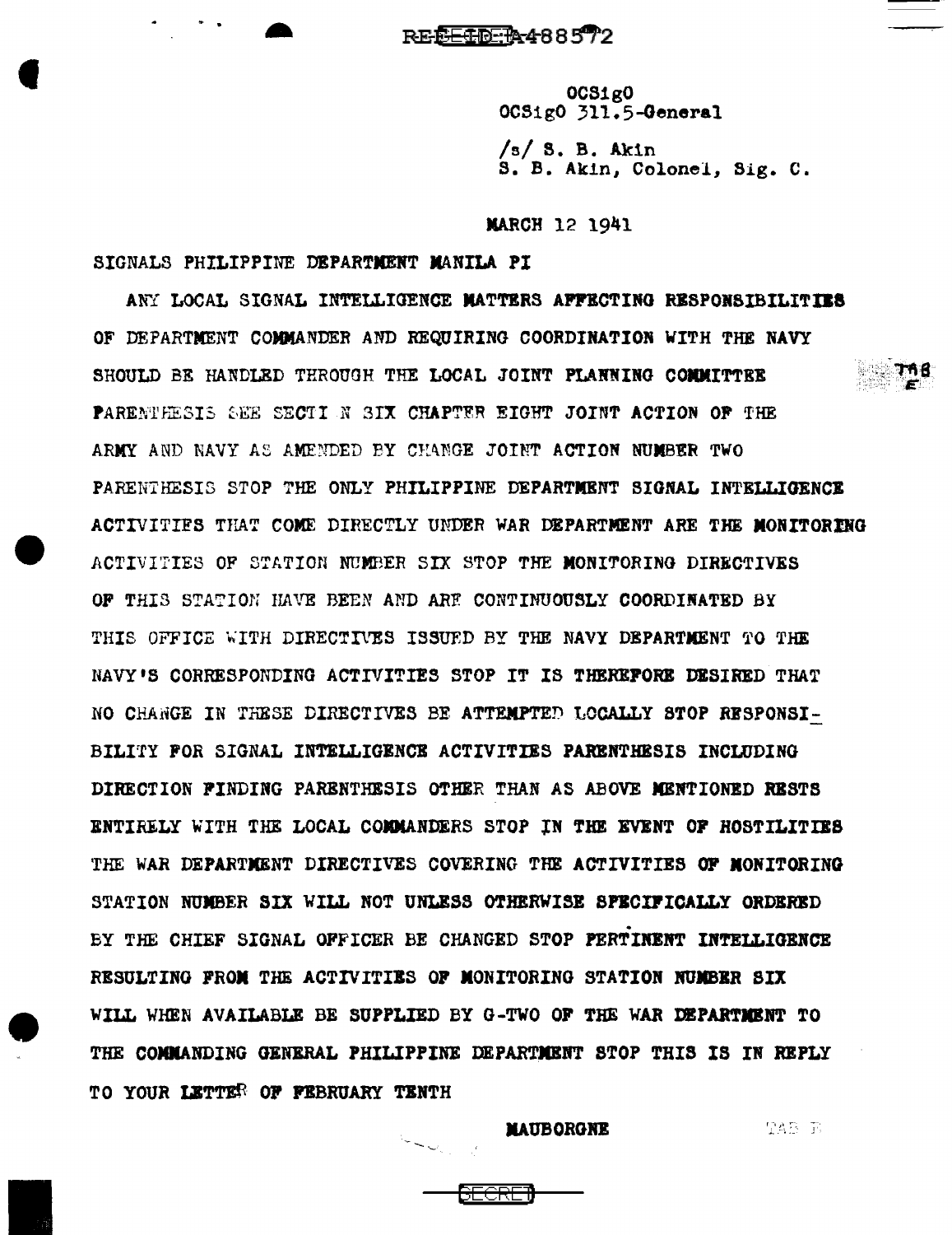REF ID:A488572

OCSigO
OCSigO 311.5-General

/s/ S. B. Akin
S. B. Akin, Colonel, Sig. C.

MARCH 12 1941

SIGNALS PHILIPPINE DEPARTMENT MANILA PI

ANY LOCAL SIGNAL INTELLIGENCE MATTERS AFFECTING RESPONSIBILITIES OF DEPARTMENT COMMANDER AND REQUIRING COORDINATION WITH THE NAVY SHOULD BE HANDLED THROUGH THE LOCAL JOINT PLANNING COMMITTEE PARENTHESIS SEE SECTION SIX CHAPTER EIGHT JOINT ACTION OF THE ARMY AND NAVY AS AMENDED BY CHANGE JOINT ACTION NUMBER TWO PARENTHESIS STOP THE ONLY PHILIPPINE DEPARTMENT SIGNAL INTELLIGENCE ACTIVITIES THAT COME DIRECTLY UNDER WAR DEPARTMENT ARE THE MONITORING ACTIVITIES OF STATION NUMBER SIX STOP THE MONITORING DIRECTIVES OF THIS STATION HAVE BEEN AND ARE CONTINUOUSLY COORDINATED BY THIS OFFICE WITH DIRECTIVES ISSUED BY THE NAVY DEPARTMENT TO THE NAVY'S CORRESPONDING ACTIVITIES STOP IT IS THEREFORE DESIRED THAT NO CHANGE IN THESE DIRECTIVES BE ATTEMPTED LOCALLY STOP RESPONSIBILITY FOR SIGNAL INTELLIGENCE ACTIVITIES PARENTHESIS INCLUDING DIRECTION FINDING PARENTHESIS OTHER THAN AS ABOVE MENTIONED RESTS ENTIRELY WITH THE LOCAL COMMANDERS STOP IN THE EVENT OF HOSTILITIES THE WAR DEPARTMENT DIRECTIVES COVERING THE ACTIVITIES OF MONITORING STATION NUMBER SIX WILL NOT UNLESS OTHERWISE SPECIFICALLY ORDERED BY THE CHIEF SIGNAL OFFICER BE CHANGED STOP PERTINENT INTELLIGENCE RESULTING FROM THE ACTIVITIES OF MONITORING STATION NUMBER SIX WILL WHEN AVAILABLE BE SUPPLIED BY G-TWO OF THE WAR DEPARTMENT TO THE COMMANDING GENERAL PHILIPPINE DEPARTMENT STOP THIS IS IN REPLY TO YOUR LETTER OF FEBRUARY TENTH

MAUBORGNE

TAB E

SECRET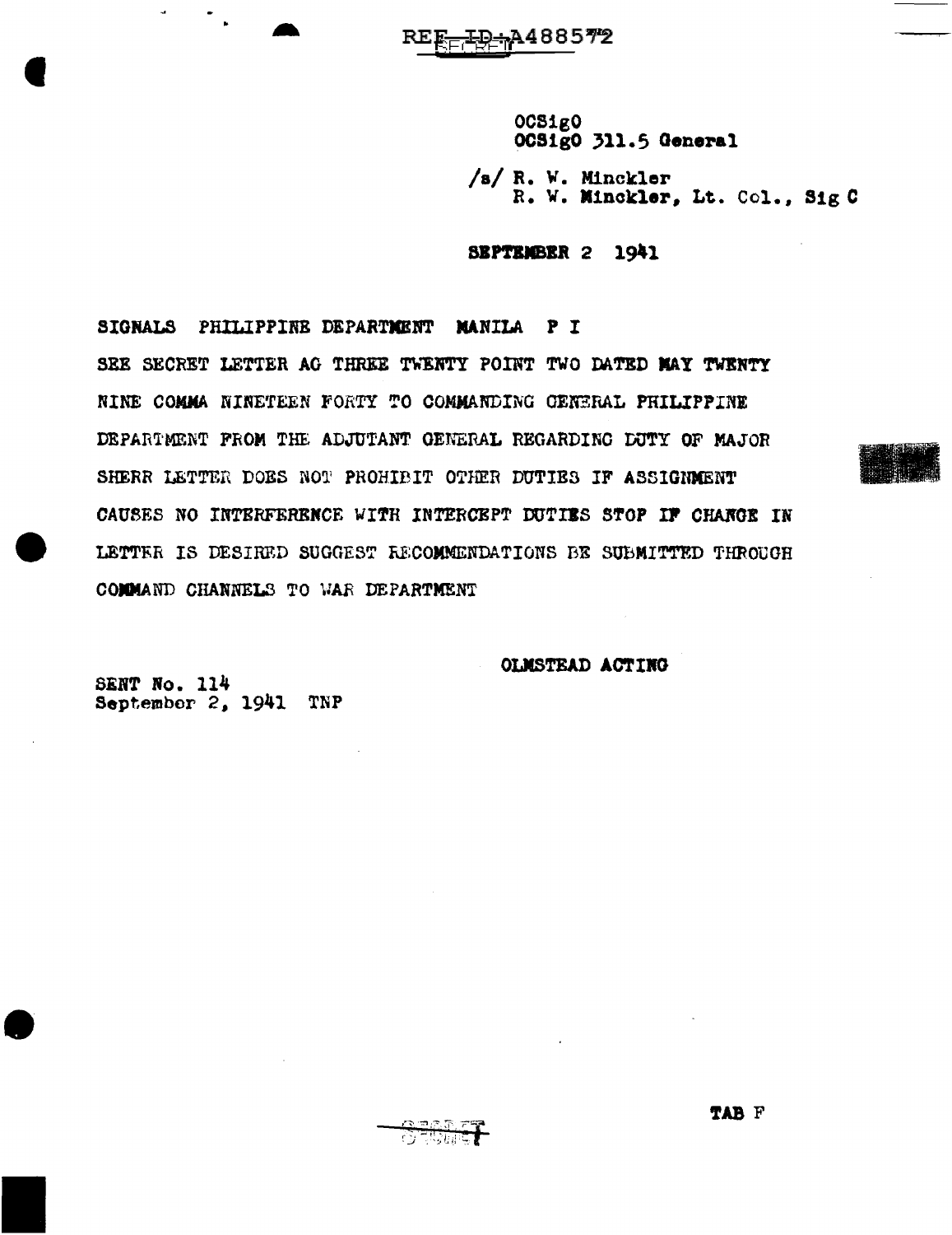REF ID:A488572

SECRET

OCSigO
OCSigO 311.5 General

/s/ R. W. Minckler
R. W. Minckler, Lt. Col., Sig C

**SEPTEMBER 2 1941**

SIGNALS PHILIPPINE DEPARTMENT MANILA P I

SEE SECRET LETTER AG THREE TWENTY POINT TWO DATED MAY TWENTY NINE COMMA NINETEEN FORTY TO COMMANDING GENERAL PHILIPPINE DEPARTMENT FROM THE ADJUTANT GENERAL REGARDING DUTY OF MAJOR SHERR LETTER DOES NOT PROHIBIT OTHER DUTIES IF ASSIGNMENT CAUSES NO INTERFERENCE WITH INTERCEPT DUTIES STOP IF CHANGE IN LETTER IS DESIRED SUGGEST RECOMMENDATIONS BE SUBMITTED THROUGH COMMAND CHANNELS TO WAR DEPARTMENT

OLMSTEAD ACTING

SENT No. 114
September 2, 1941 TNP

SECRET

TAB F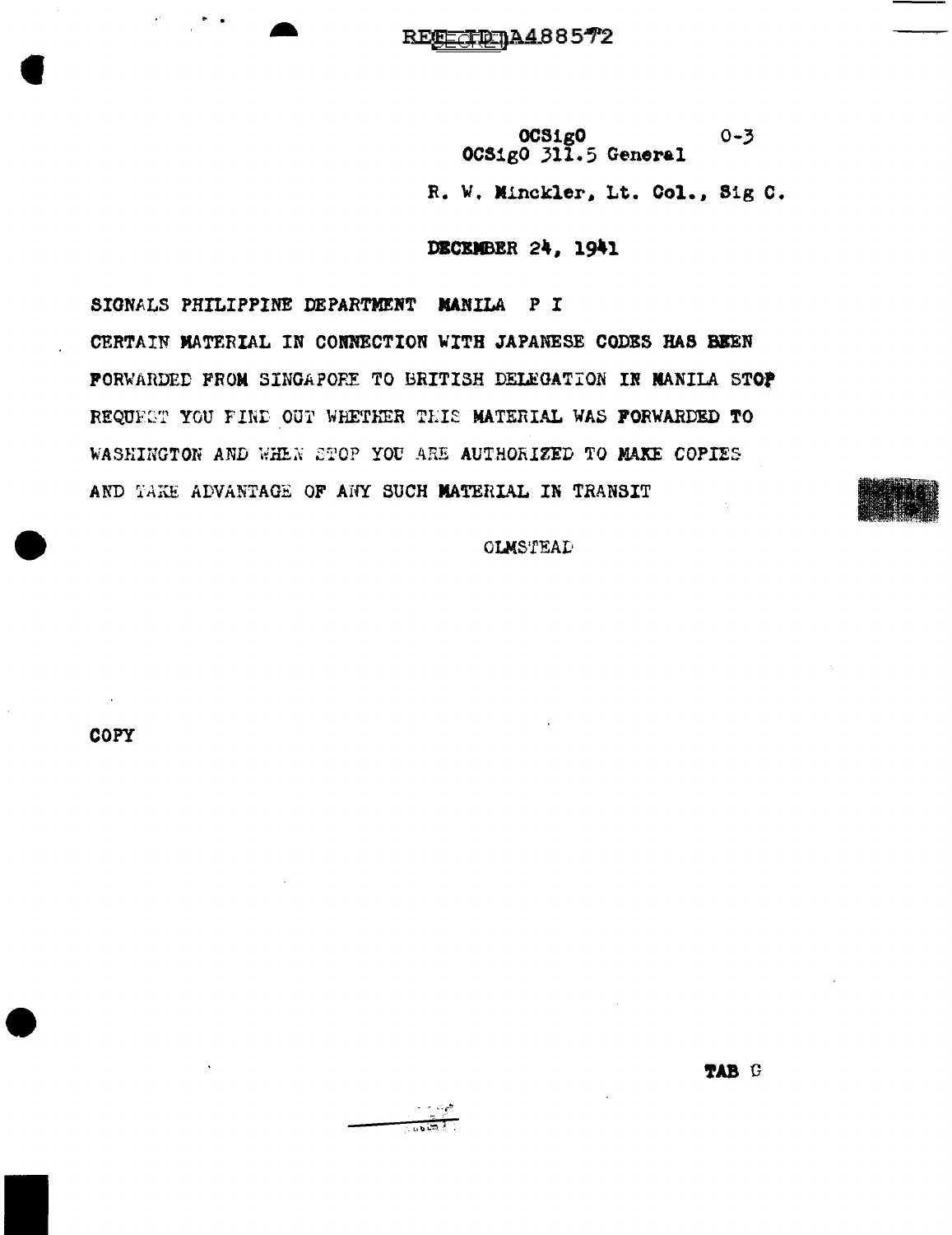REF ID:A488572

OCSigO 0-3
OCSigO 311.5 General

R. W. Minckler, Lt. Col., Sig C.

DECEMBER 24, 1941

SIGNALS PHILIPPINE DEPARTMENT MANILA P I

CERTAIN MATERIAL IN CONNECTION WITH JAPANESE CODES HAS BEEN FORWARDED FROM SINGAPORE TO BRITISH DELEGATION IN MANILA STOP REQUEST YOU FIND OUT WHETHER THIS MATERIAL WAS FORWARDED TO WASHINGTON AND WHEN STOP YOU ARE AUTHORIZED TO MAKE COPIES AND TAKE ADVANTAGE OF ANY SUCH MATERIAL IN TRANSIT

OLMSTEAD

COPY

TAB G